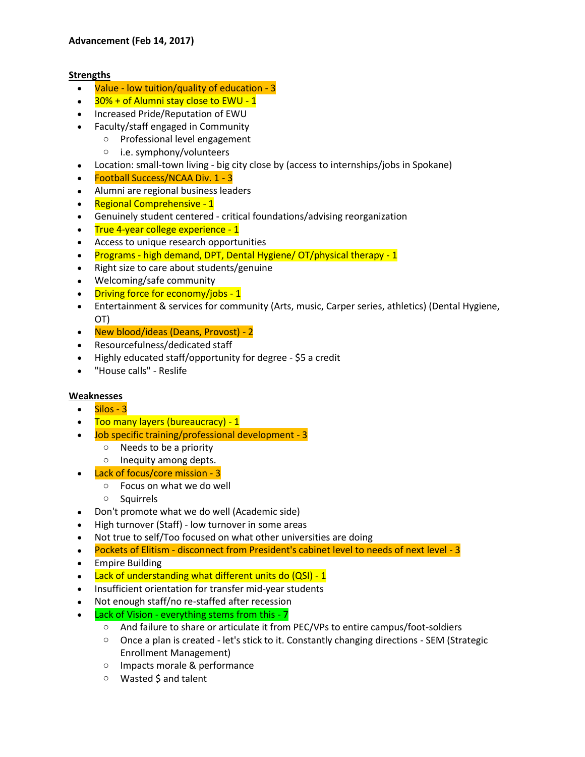**Advancement (Feb 14, 2017)**

**Strengths**

- Value - low tuition/quality of education - 3
- 30% + of Alumni stay close to EWU - 1
- Increased Pride/Reputation of EWU
- Faculty/staff engaged in Community
  - Professional level engagement
  - i.e. symphony/volunteers
- Location: small-town living - big city close by (access to internships/jobs in Spokane)
- Football Success/NCAA Div. 1 - 3
- Alumni are regional business leaders
- Regional Comprehensive - 1
- Genuinely student centered - critical foundations/advising reorganization
- True 4-year college experience - 1
- Access to unique research opportunities
- Programs - high demand, DPT, Dental Hygiene/ OT/physical therapy - 1
- Right size to care about students/genuine
- Welcoming/safe community
- Driving force for economy/jobs - 1
- Entertainment & services for community (Arts, music, Carper series, athletics) (Dental Hygiene, OT)
- New blood/ideas (Deans, Provost) - 2
- Resourcefulness/dedicated staff
- Highly educated staff/opportunity for degree - $5 a credit
- "House calls" - Reslife

**Weaknesses**

- Silos - 3
- Too many layers (bureaucracy) - 1
- Job specific training/professional development - 3
  - Needs to be a priority
  - Inequity among depts.
- Lack of focus/core mission - 3
  - Focus on what we do well
  - Squirrels
- Don't promote what we do well (Academic side)
- High turnover (Staff) - low turnover in some areas
- Not true to self/Too focused on what other universities are doing
- Pockets of Elitism - disconnect from President's cabinet level to needs of next level - 3
- Empire Building
- Lack of understanding what different units do (QSI) - 1
- Insufficient orientation for transfer mid-year students
- Not enough staff/no re-staffed after recession
- Lack of Vision - everything stems from this - 7
  - And failure to share or articulate it from PEC/VPs to entire campus/foot-soldiers
  - Once a plan is created - let's stick to it. Constantly changing directions - SEM (Strategic Enrollment Management)
  - Impacts morale & performance
  - Wasted $ and talent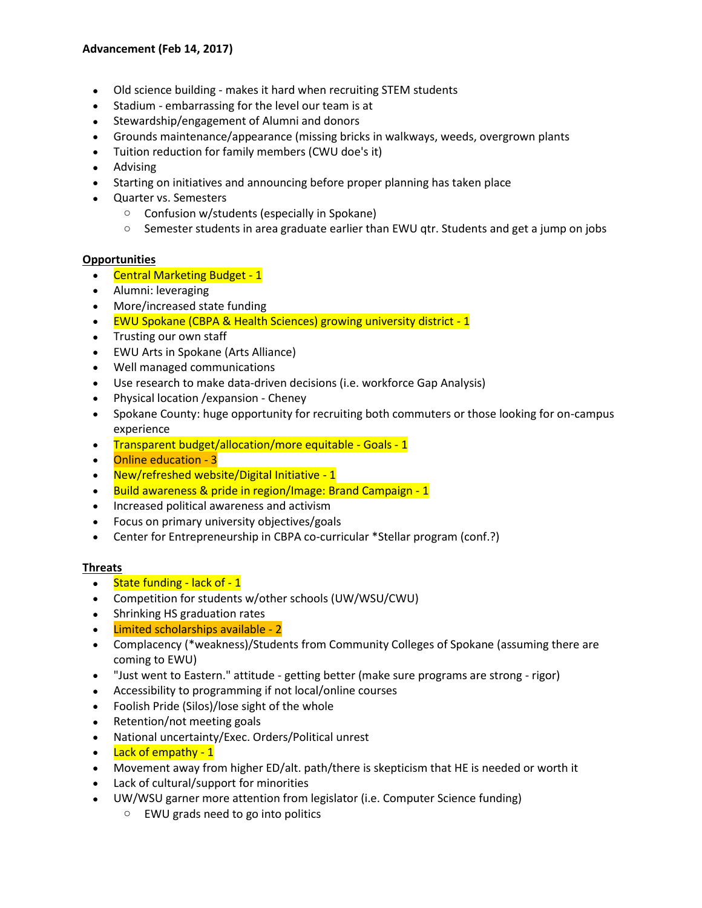**Advancement (Feb 14, 2017)**

- Old science building - makes it hard when recruiting STEM students
- Stadium - embarrassing for the level our team is at
- Stewardship/engagement of Alumni and donors
- Grounds maintenance/appearance (missing bricks in walkways, weeds, overgrown plants
- Tuition reduction for family members (CWU doe's it)
- Advising
- Starting on initiatives and announcing before proper planning has taken place
- Quarter vs. Semesters
  - Confusion w/students (especially in Spokane)
  - Semester students in area graduate earlier than EWU qtr. Students and get a jump on jobs

**Opportunities**

- Central Marketing Budget - 1
- Alumni: leveraging
- More/increased state funding
- EWU Spokane (CBPA & Health Sciences) growing university district - 1
- Trusting our own staff
- EWU Arts in Spokane (Arts Alliance)
- Well managed communications
- Use research to make data-driven decisions (i.e. workforce Gap Analysis)
- Physical location /expansion - Cheney
- Spokane County: huge opportunity for recruiting both commuters or those looking for on-campus experience
- Transparent budget/allocation/more equitable - Goals - 1
- Online education - 3
- New/refreshed website/Digital Initiative - 1
- Build awareness & pride in region/Image: Brand Campaign - 1
- Increased political awareness and activism
- Focus on primary university objectives/goals
- Center for Entrepreneurship in CBPA co-curricular *Stellar program (conf.?)

**Threats**

- State funding - lack of - 1
- Competition for students w/other schools (UW/WSU/CWU)
- Shrinking HS graduation rates
- Limited scholarships available - 2
- Complacency (*weakness)/Students from Community Colleges of Spokane (assuming there are coming to EWU)
- "Just went to Eastern." attitude - getting better (make sure programs are strong - rigor)
- Accessibility to programming if not local/online courses
- Foolish Pride (Silos)/lose sight of the whole
- Retention/not meeting goals
- National uncertainty/Exec. Orders/Political unrest
- Lack of empathy - 1
- Movement away from higher ED/alt. path/there is skepticism that HE is needed or worth it
- Lack of cultural/support for minorities
- UW/WSU garner more attention from legislator (i.e. Computer Science funding)
  - EWU grads need to go into politics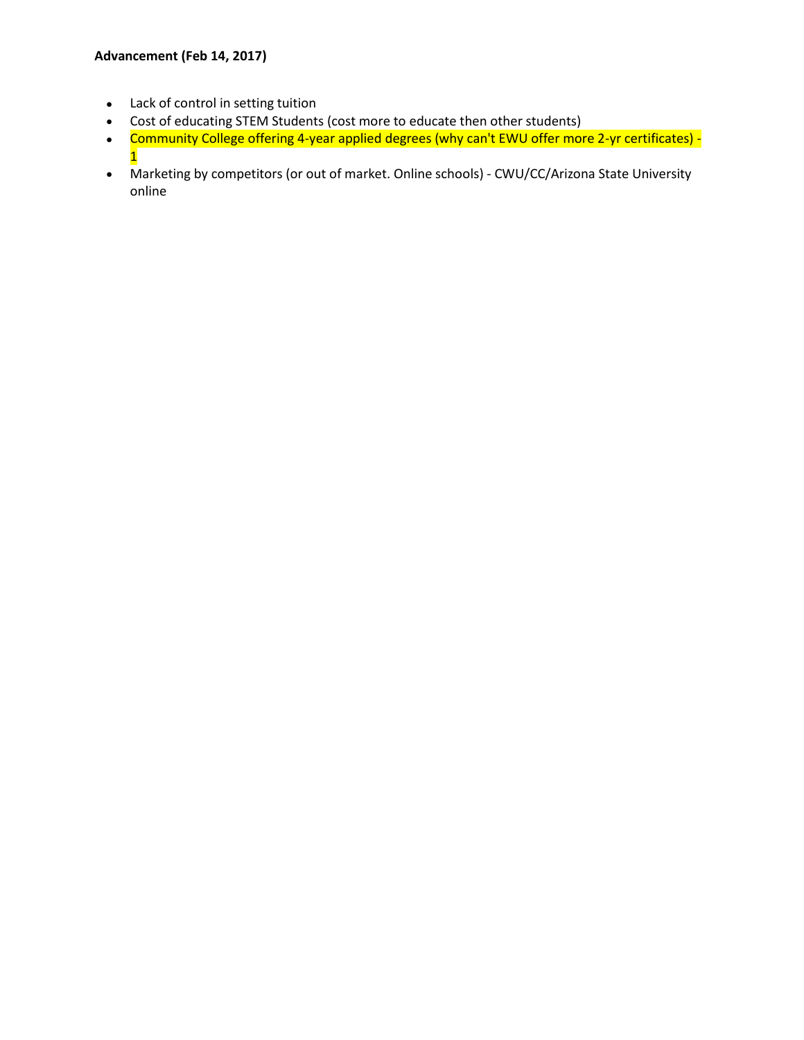**Advancement (Feb 14, 2017)**

- Lack of control in setting tuition
- Cost of educating STEM Students (cost more to educate then other students)
- Community College offering 4-year applied degrees (why can't EWU offer more 2-yr certificates) - 1
- Marketing by competitors (or out of market. Online schools) - CWU/CC/Arizona State University online